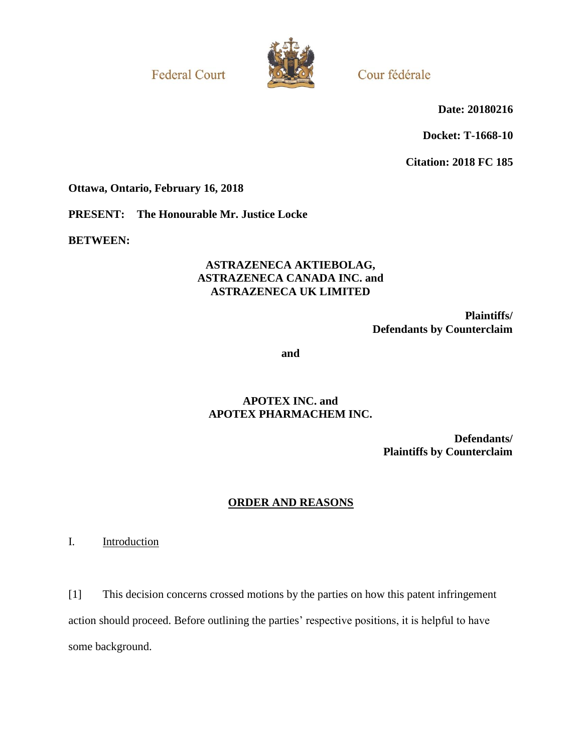Federal Court

Cour fédérale

**Date: 20180216**

**Docket: T-1668-10**

**Citation: 2018 FC 185**

**Ottawa, Ontario, February 16, 2018**

**PRESENT: The Honourable Mr. Justice Locke**

**BETWEEN:**

**ASTRAZENECA AKTIEBOLAG, ASTRAZENECA CANADA INC. and ASTRAZENECA UK LIMITED**

**Plaintiffs/ Defendants by Counterclaim**

**and**

**APOTEX INC. and APOTEX PHARMACHEM INC.**

**Defendants/ Plaintiffs by Counterclaim**

## ORDER AND REASONS

### I. Introduction

[1] This decision concerns crossed motions by the parties on how this patent infringement action should proceed. Before outlining the parties' respective positions, it is helpful to have some background.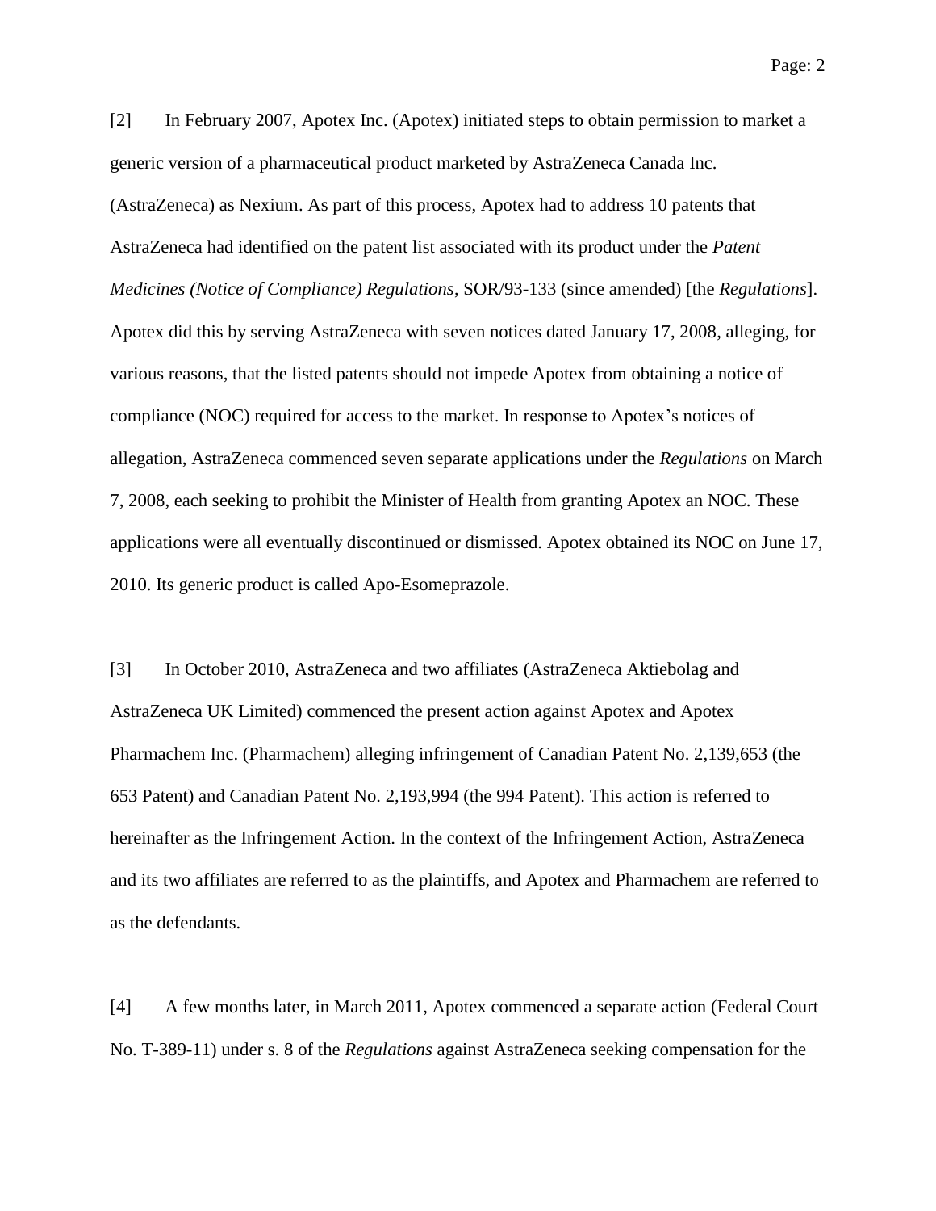[2] In February 2007, Apotex Inc. (Apotex) initiated steps to obtain permission to market a generic version of a pharmaceutical product marketed by AstraZeneca Canada Inc. (AstraZeneca) as Nexium. As part of this process, Apotex had to address 10 patents that AstraZeneca had identified on the patent list associated with its product under the *Patent Medicines (Notice of Compliance) Regulations*, SOR/93-133 (since amended) [the *Regulations*]. Apotex did this by serving AstraZeneca with seven notices dated January 17, 2008, alleging, for various reasons, that the listed patents should not impede Apotex from obtaining a notice of compliance (NOC) required for access to the market. In response to Apotex's notices of allegation, AstraZeneca commenced seven separate applications under the *Regulations* on March 7, 2008, each seeking to prohibit the Minister of Health from granting Apotex an NOC. These applications were all eventually discontinued or dismissed. Apotex obtained its NOC on June 17, 2010. Its generic product is called Apo-Esomeprazole.

[3] In October 2010, AstraZeneca and two affiliates (AstraZeneca Aktiebolag and AstraZeneca UK Limited) commenced the present action against Apotex and Apotex Pharmachem Inc. (Pharmachem) alleging infringement of Canadian Patent No. 2,139,653 (the 653 Patent) and Canadian Patent No. 2,193,994 (the 994 Patent). This action is referred to hereinafter as the Infringement Action. In the context of the Infringement Action, AstraZeneca and its two affiliates are referred to as the plaintiffs, and Apotex and Pharmachem are referred to as the defendants.

[4] A few months later, in March 2011, Apotex commenced a separate action (Federal Court No. T-389-11) under s. 8 of the *Regulations* against AstraZeneca seeking compensation for the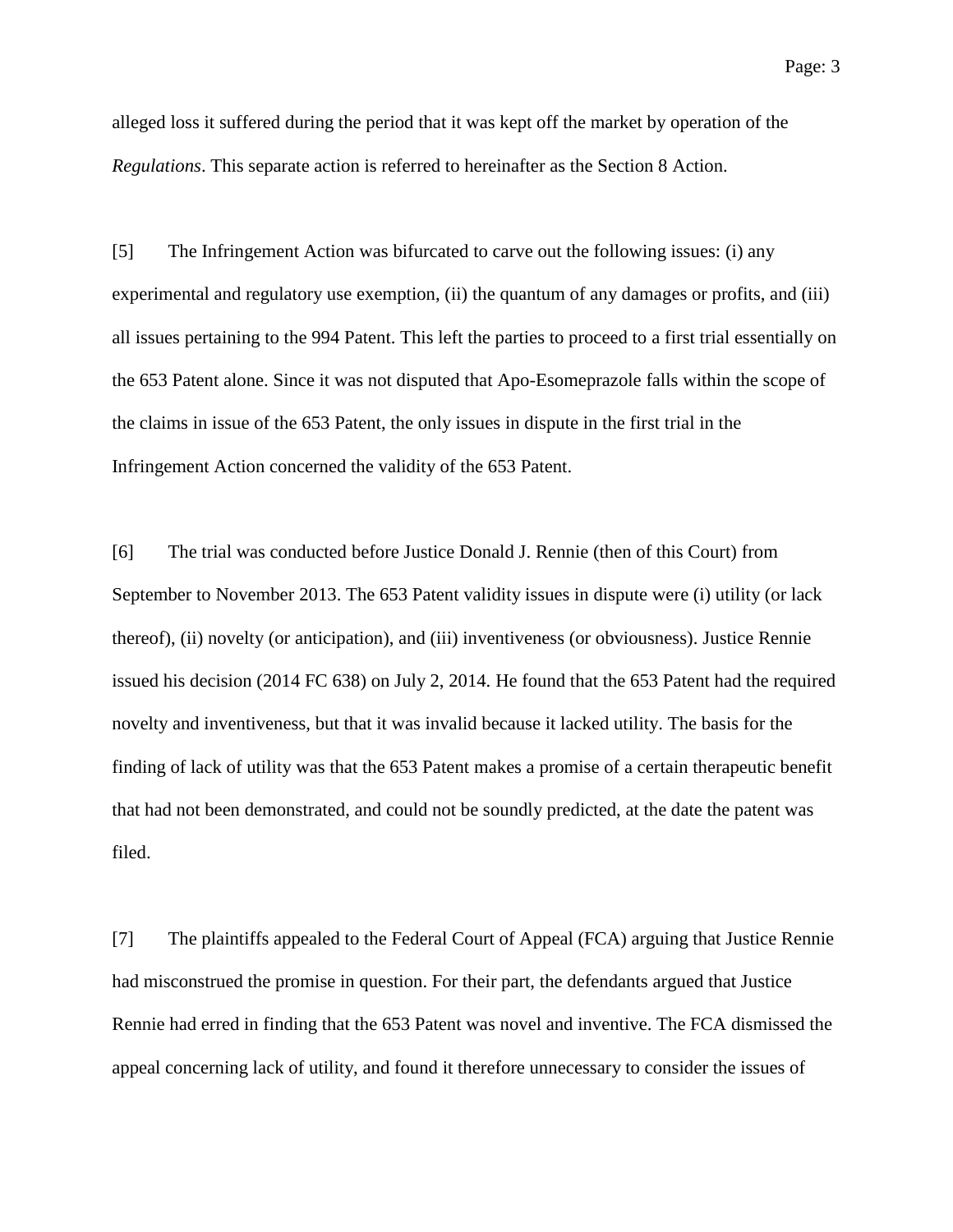alleged loss it suffered during the period that it was kept off the market by operation of the *Regulations*. This separate action is referred to hereinafter as the Section 8 Action.

[5] The Infringement Action was bifurcated to carve out the following issues: (i) any experimental and regulatory use exemption, (ii) the quantum of any damages or profits, and (iii) all issues pertaining to the 994 Patent. This left the parties to proceed to a first trial essentially on the 653 Patent alone. Since it was not disputed that Apo-Esomeprazole falls within the scope of the claims in issue of the 653 Patent, the only issues in dispute in the first trial in the Infringement Action concerned the validity of the 653 Patent.

[6] The trial was conducted before Justice Donald J. Rennie (then of this Court) from September to November 2013. The 653 Patent validity issues in dispute were (i) utility (or lack thereof), (ii) novelty (or anticipation), and (iii) inventiveness (or obviousness). Justice Rennie issued his decision (2014 FC 638) on July 2, 2014. He found that the 653 Patent had the required novelty and inventiveness, but that it was invalid because it lacked utility. The basis for the finding of lack of utility was that the 653 Patent makes a promise of a certain therapeutic benefit that had not been demonstrated, and could not be soundly predicted, at the date the patent was filed.

[7] The plaintiffs appealed to the Federal Court of Appeal (FCA) arguing that Justice Rennie had misconstrued the promise in question. For their part, the defendants argued that Justice Rennie had erred in finding that the 653 Patent was novel and inventive. The FCA dismissed the appeal concerning lack of utility, and found it therefore unnecessary to consider the issues of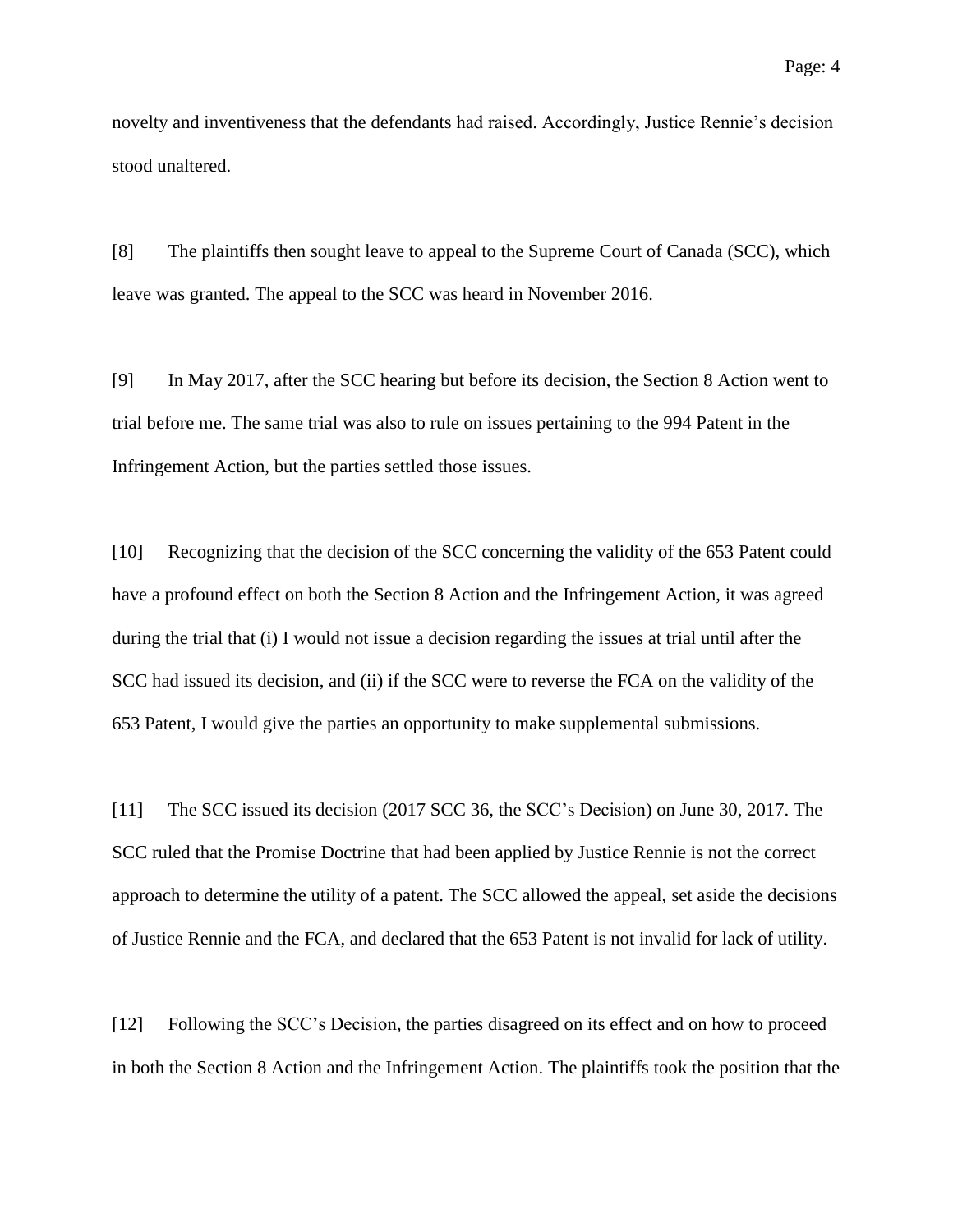novelty and inventiveness that the defendants had raised. Accordingly, Justice Rennie's decision stood unaltered.

[8] The plaintiffs then sought leave to appeal to the Supreme Court of Canada (SCC), which leave was granted. The appeal to the SCC was heard in November 2016.

[9] In May 2017, after the SCC hearing but before its decision, the Section 8 Action went to trial before me. The same trial was also to rule on issues pertaining to the 994 Patent in the Infringement Action, but the parties settled those issues.

[10] Recognizing that the decision of the SCC concerning the validity of the 653 Patent could have a profound effect on both the Section 8 Action and the Infringement Action, it was agreed during the trial that (i) I would not issue a decision regarding the issues at trial until after the SCC had issued its decision, and (ii) if the SCC were to reverse the FCA on the validity of the 653 Patent, I would give the parties an opportunity to make supplemental submissions.

[11] The SCC issued its decision (2017 SCC 36, the SCC's Decision) on June 30, 2017. The SCC ruled that the Promise Doctrine that had been applied by Justice Rennie is not the correct approach to determine the utility of a patent. The SCC allowed the appeal, set aside the decisions of Justice Rennie and the FCA, and declared that the 653 Patent is not invalid for lack of utility.

[12] Following the SCC's Decision, the parties disagreed on its effect and on how to proceed in both the Section 8 Action and the Infringement Action. The plaintiffs took the position that the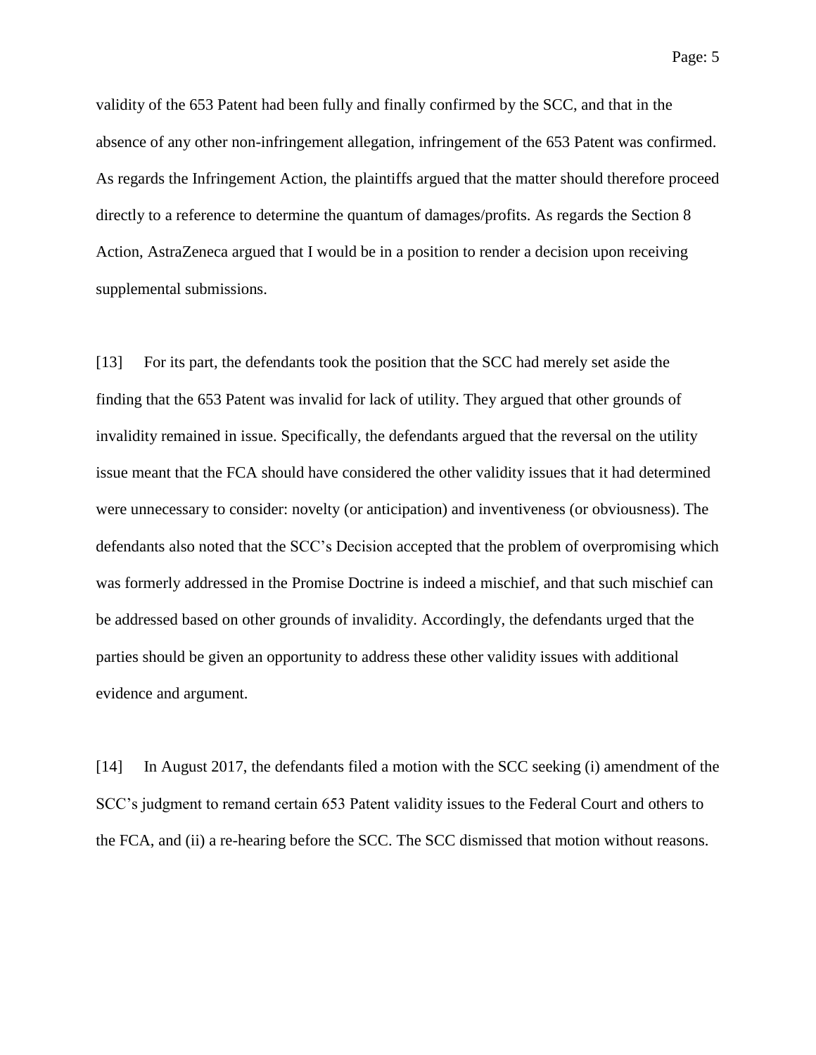validity of the 653 Patent had been fully and finally confirmed by the SCC, and that in the absence of any other non-infringement allegation, infringement of the 653 Patent was confirmed. As regards the Infringement Action, the plaintiffs argued that the matter should therefore proceed directly to a reference to determine the quantum of damages/profits. As regards the Section 8 Action, AstraZeneca argued that I would be in a position to render a decision upon receiving supplemental submissions.

[13] For its part, the defendants took the position that the SCC had merely set aside the finding that the 653 Patent was invalid for lack of utility. They argued that other grounds of invalidity remained in issue. Specifically, the defendants argued that the reversal on the utility issue meant that the FCA should have considered the other validity issues that it had determined were unnecessary to consider: novelty (or anticipation) and inventiveness (or obviousness). The defendants also noted that the SCC's Decision accepted that the problem of overpromising which was formerly addressed in the Promise Doctrine is indeed a mischief, and that such mischief can be addressed based on other grounds of invalidity. Accordingly, the defendants urged that the parties should be given an opportunity to address these other validity issues with additional evidence and argument.

[14] In August 2017, the defendants filed a motion with the SCC seeking (i) amendment of the SCC's judgment to remand certain 653 Patent validity issues to the Federal Court and others to the FCA, and (ii) a re-hearing before the SCC. The SCC dismissed that motion without reasons.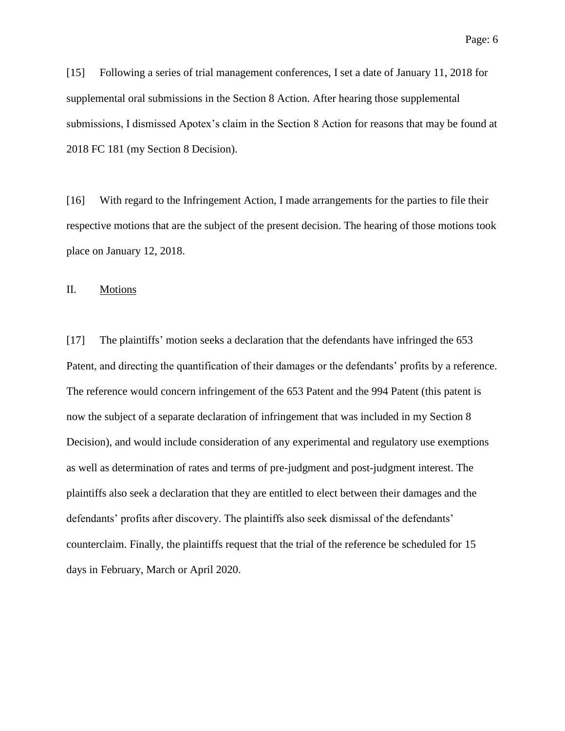[15] Following a series of trial management conferences, I set a date of January 11, 2018 for supplemental oral submissions in the Section 8 Action. After hearing those supplemental submissions, I dismissed Apotex's claim in the Section 8 Action for reasons that may be found at 2018 FC 181 (my Section 8 Decision).

[16] With regard to the Infringement Action, I made arrangements for the parties to file their respective motions that are the subject of the present decision. The hearing of those motions took place on January 12, 2018.

## II. Motions

[17] The plaintiffs' motion seeks a declaration that the defendants have infringed the 653 Patent, and directing the quantification of their damages or the defendants' profits by a reference. The reference would concern infringement of the 653 Patent and the 994 Patent (this patent is now the subject of a separate declaration of infringement that was included in my Section 8 Decision), and would include consideration of any experimental and regulatory use exemptions as well as determination of rates and terms of pre-judgment and post-judgment interest. The plaintiffs also seek a declaration that they are entitled to elect between their damages and the defendants' profits after discovery. The plaintiffs also seek dismissal of the defendants' counterclaim. Finally, the plaintiffs request that the trial of the reference be scheduled for 15 days in February, March or April 2020.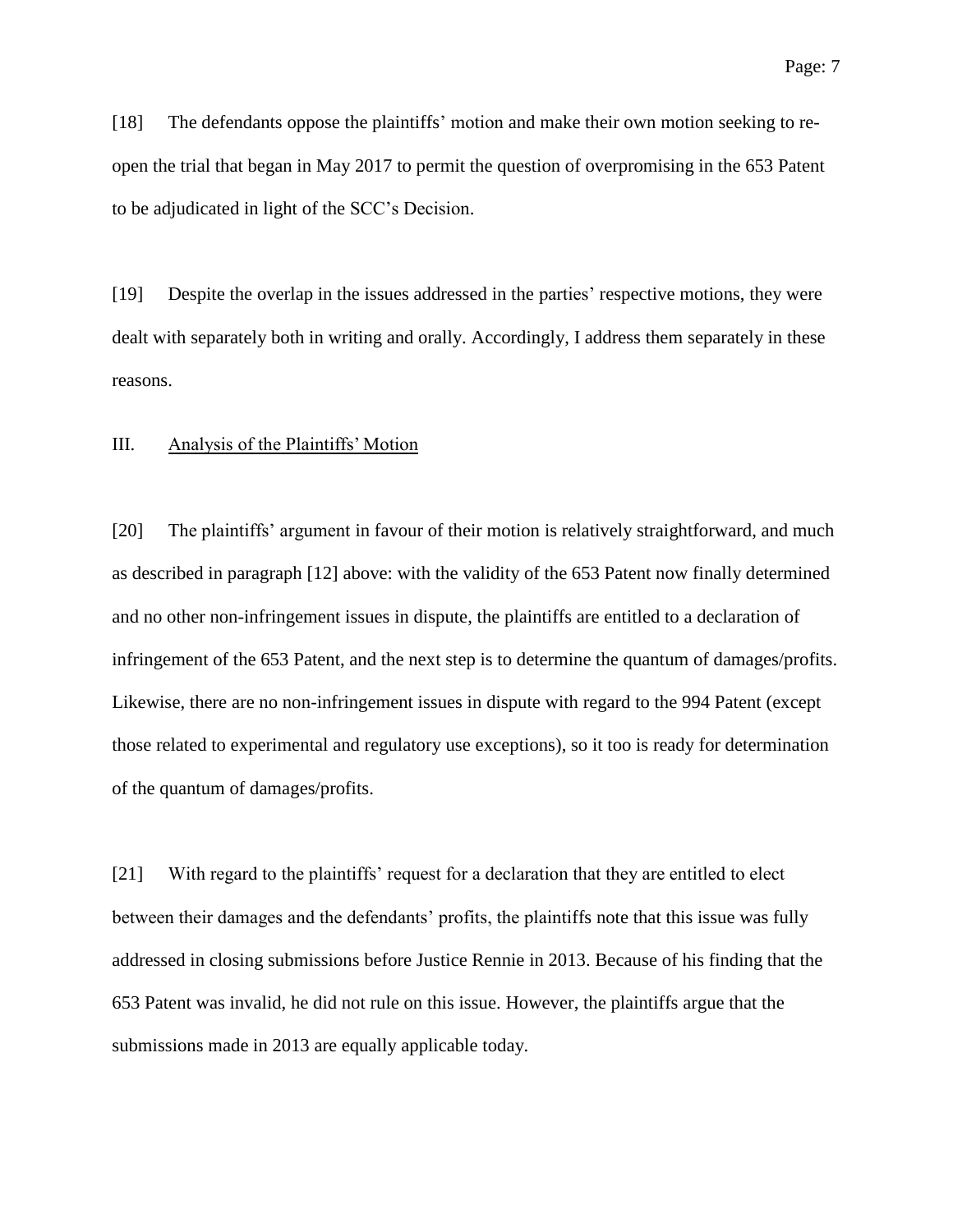[18] The defendants oppose the plaintiffs' motion and make their own motion seeking to re-open the trial that began in May 2017 to permit the question of overpromising in the 653 Patent to be adjudicated in light of the SCC's Decision.

[19] Despite the overlap in the issues addressed in the parties' respective motions, they were dealt with separately both in writing and orally. Accordingly, I address them separately in these reasons.

## III. Analysis of the Plaintiffs' Motion

[20] The plaintiffs' argument in favour of their motion is relatively straightforward, and much as described in paragraph [12] above: with the validity of the 653 Patent now finally determined and no other non-infringement issues in dispute, the plaintiffs are entitled to a declaration of infringement of the 653 Patent, and the next step is to determine the quantum of damages/profits. Likewise, there are no non-infringement issues in dispute with regard to the 994 Patent (except those related to experimental and regulatory use exceptions), so it too is ready for determination of the quantum of damages/profits.

[21] With regard to the plaintiffs' request for a declaration that they are entitled to elect between their damages and the defendants' profits, the plaintiffs note that this issue was fully addressed in closing submissions before Justice Rennie in 2013. Because of his finding that the 653 Patent was invalid, he did not rule on this issue. However, the plaintiffs argue that the submissions made in 2013 are equally applicable today.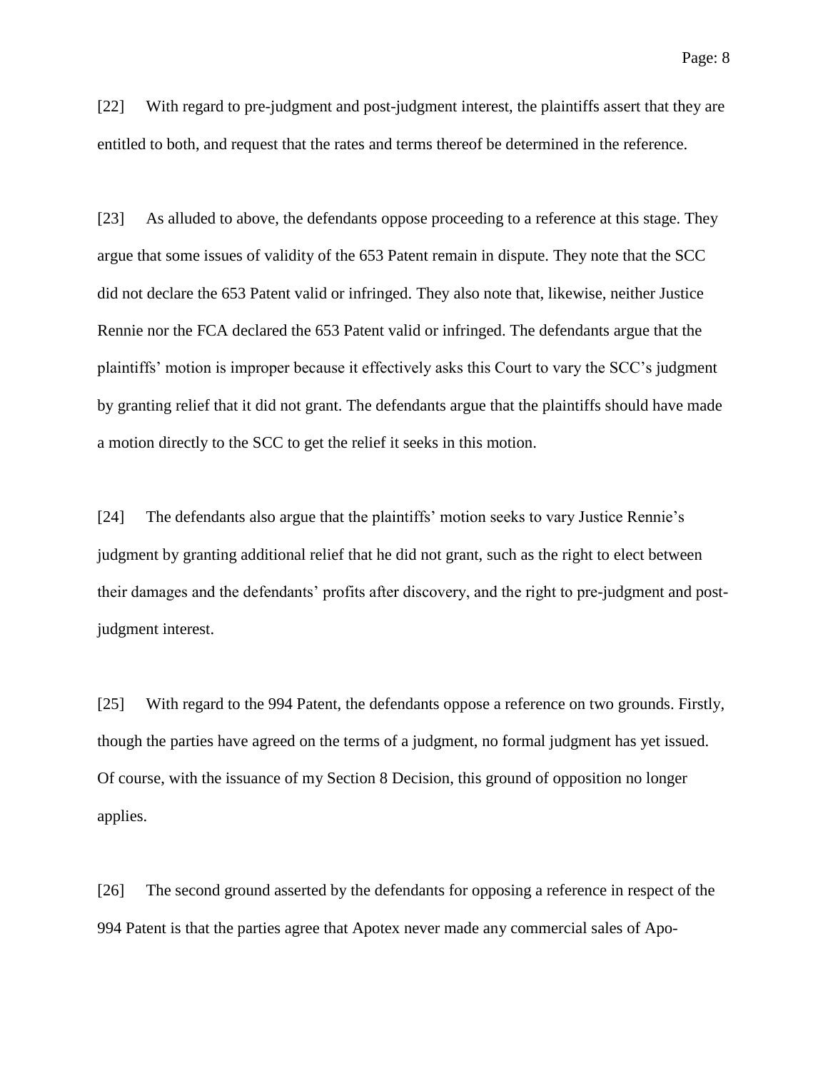[22] With regard to pre-judgment and post-judgment interest, the plaintiffs assert that they are entitled to both, and request that the rates and terms thereof be determined in the reference.

[23] As alluded to above, the defendants oppose proceeding to a reference at this stage. They argue that some issues of validity of the 653 Patent remain in dispute. They note that the SCC did not declare the 653 Patent valid or infringed. They also note that, likewise, neither Justice Rennie nor the FCA declared the 653 Patent valid or infringed. The defendants argue that the plaintiffs' motion is improper because it effectively asks this Court to vary the SCC's judgment by granting relief that it did not grant. The defendants argue that the plaintiffs should have made a motion directly to the SCC to get the relief it seeks in this motion.

[24] The defendants also argue that the plaintiffs' motion seeks to vary Justice Rennie's judgment by granting additional relief that he did not grant, such as the right to elect between their damages and the defendants' profits after discovery, and the right to pre-judgment and post-judgment interest.

[25] With regard to the 994 Patent, the defendants oppose a reference on two grounds. Firstly, though the parties have agreed on the terms of a judgment, no formal judgment has yet issued. Of course, with the issuance of my Section 8 Decision, this ground of opposition no longer applies.

[26] The second ground asserted by the defendants for opposing a reference in respect of the 994 Patent is that the parties agree that Apotex never made any commercial sales of Apo-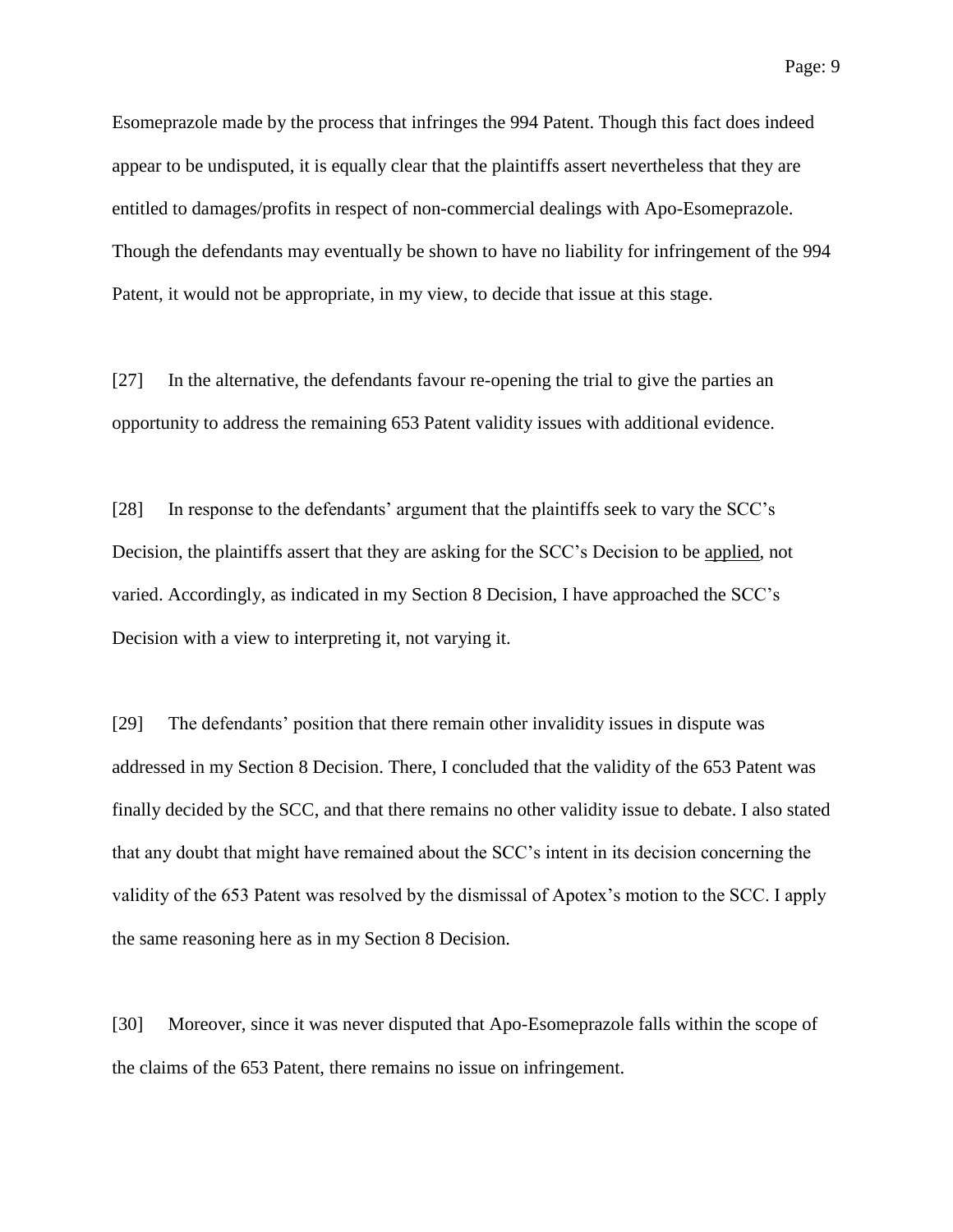Esomeprazole made by the process that infringes the 994 Patent. Though this fact does indeed appear to be undisputed, it is equally clear that the plaintiffs assert nevertheless that they are entitled to damages/profits in respect of non-commercial dealings with Apo-Esomeprazole. Though the defendants may eventually be shown to have no liability for infringement of the 994 Patent, it would not be appropriate, in my view, to decide that issue at this stage.

[27] In the alternative, the defendants favour re-opening the trial to give the parties an opportunity to address the remaining 653 Patent validity issues with additional evidence.

[28] In response to the defendants' argument that the plaintiffs seek to vary the SCC's Decision, the plaintiffs assert that they are asking for the SCC's Decision to be <u>applied</u>, not varied. Accordingly, as indicated in my Section 8 Decision, I have approached the SCC's Decision with a view to interpreting it, not varying it.

[29] The defendants' position that there remain other invalidity issues in dispute was addressed in my Section 8 Decision. There, I concluded that the validity of the 653 Patent was finally decided by the SCC, and that there remains no other validity issue to debate. I also stated that any doubt that might have remained about the SCC's intent in its decision concerning the validity of the 653 Patent was resolved by the dismissal of Apotex's motion to the SCC. I apply the same reasoning here as in my Section 8 Decision.

[30] Moreover, since it was never disputed that Apo-Esomeprazole falls within the scope of the claims of the 653 Patent, there remains no issue on infringement.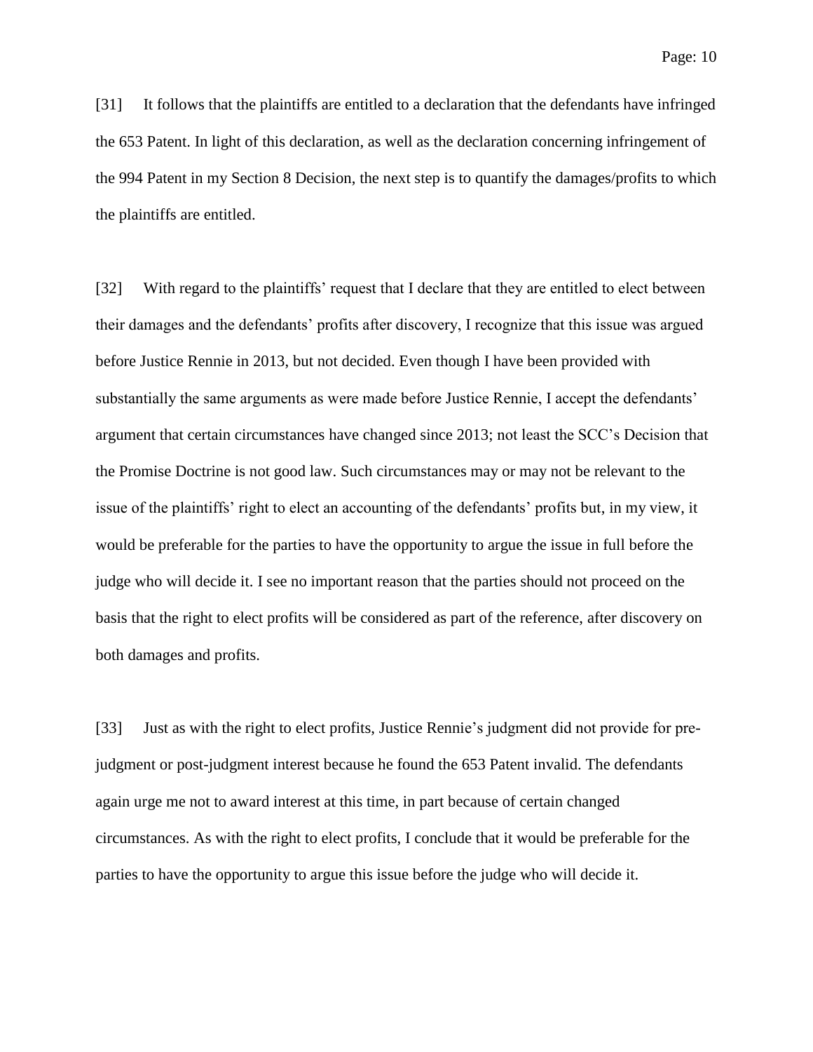[31] It follows that the plaintiffs are entitled to a declaration that the defendants have infringed the 653 Patent. In light of this declaration, as well as the declaration concerning infringement of the 994 Patent in my Section 8 Decision, the next step is to quantify the damages/profits to which the plaintiffs are entitled.

[32] With regard to the plaintiffs' request that I declare that they are entitled to elect between their damages and the defendants' profits after discovery, I recognize that this issue was argued before Justice Rennie in 2013, but not decided. Even though I have been provided with substantially the same arguments as were made before Justice Rennie, I accept the defendants' argument that certain circumstances have changed since 2013; not least the SCC's Decision that the Promise Doctrine is not good law. Such circumstances may or may not be relevant to the issue of the plaintiffs' right to elect an accounting of the defendants' profits but, in my view, it would be preferable for the parties to have the opportunity to argue the issue in full before the judge who will decide it. I see no important reason that the parties should not proceed on the basis that the right to elect profits will be considered as part of the reference, after discovery on both damages and profits.

[33] Just as with the right to elect profits, Justice Rennie's judgment did not provide for pre-judgment or post-judgment interest because he found the 653 Patent invalid. The defendants again urge me not to award interest at this time, in part because of certain changed circumstances. As with the right to elect profits, I conclude that it would be preferable for the parties to have the opportunity to argue this issue before the judge who will decide it.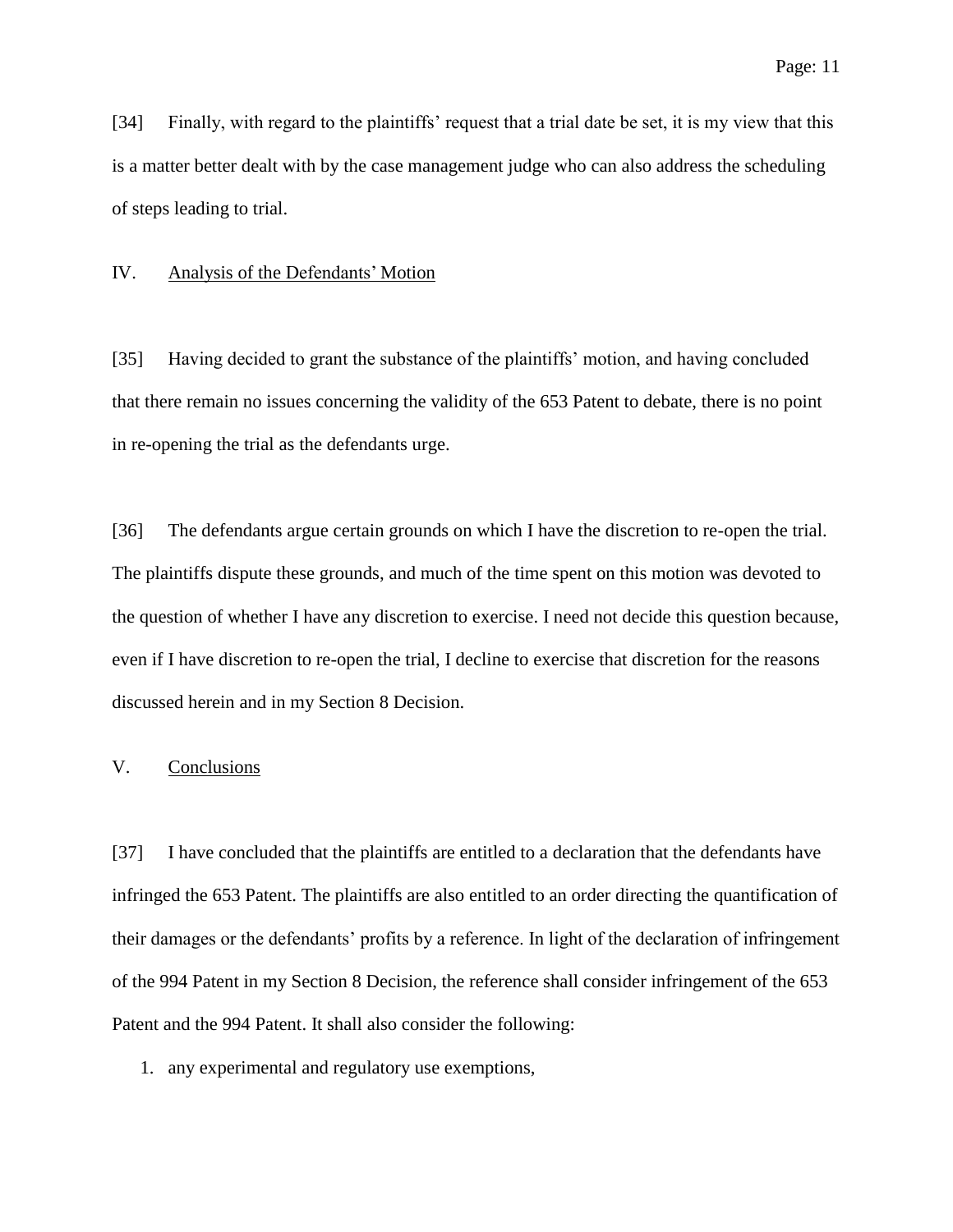[34] Finally, with regard to the plaintiffs' request that a trial date be set, it is my view that this is a matter better dealt with by the case management judge who can also address the scheduling of steps leading to trial.

## IV. Analysis of the Defendants' Motion

[35] Having decided to grant the substance of the plaintiffs' motion, and having concluded that there remain no issues concerning the validity of the 653 Patent to debate, there is no point in re-opening the trial as the defendants urge.

[36] The defendants argue certain grounds on which I have the discretion to re-open the trial. The plaintiffs dispute these grounds, and much of the time spent on this motion was devoted to the question of whether I have any discretion to exercise. I need not decide this question because, even if I have discretion to re-open the trial, I decline to exercise that discretion for the reasons discussed herein and in my Section 8 Decision.

## V. Conclusions

[37] I have concluded that the plaintiffs are entitled to a declaration that the defendants have infringed the 653 Patent. The plaintiffs are also entitled to an order directing the quantification of their damages or the defendants' profits by a reference. In light of the declaration of infringement of the 994 Patent in my Section 8 Decision, the reference shall consider infringement of the 653 Patent and the 994 Patent. It shall also consider the following:

1. any experimental and regulatory use exemptions,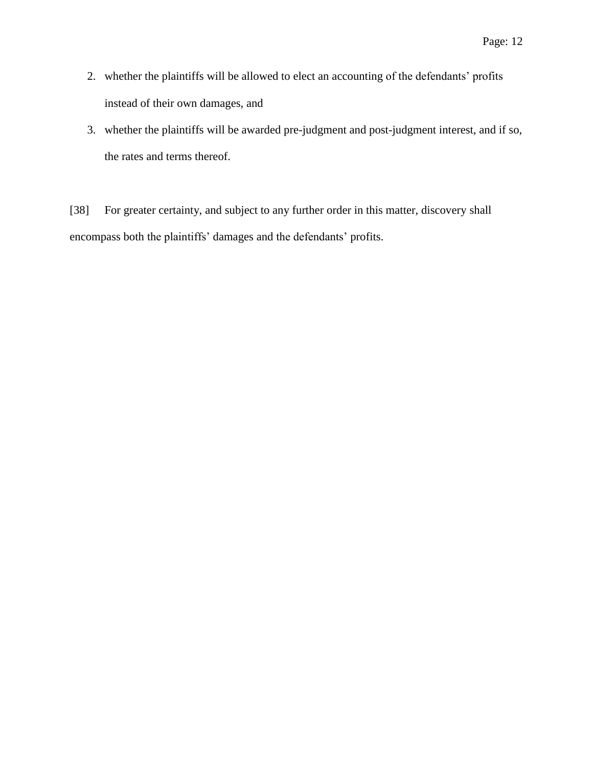2. whether the plaintiffs will be allowed to elect an accounting of the defendants' profits instead of their own damages, and
3. whether the plaintiffs will be awarded pre-judgment and post-judgment interest, and if so, the rates and terms thereof.

[38] For greater certainty, and subject to any further order in this matter, discovery shall encompass both the plaintiffs' damages and the defendants' profits.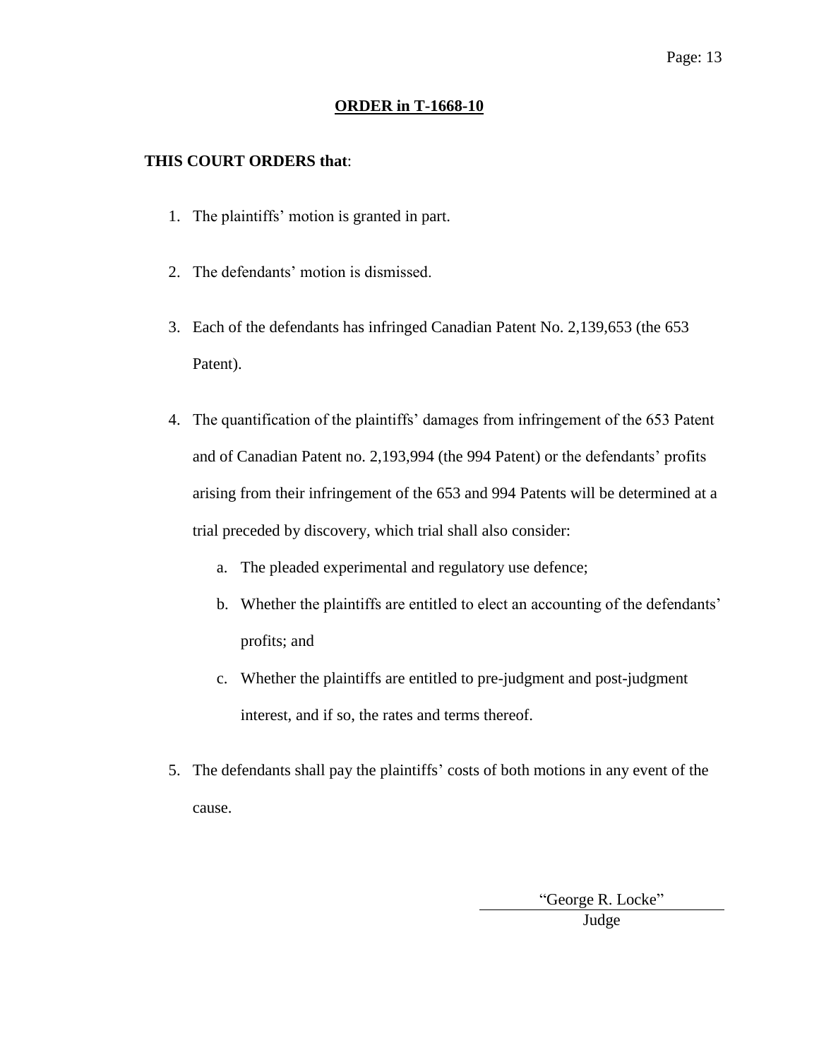**ORDER in T-1668-10**

**THIS COURT ORDERS that**:

1. The plaintiffs' motion is granted in part.

2. The defendants' motion is dismissed.

3. Each of the defendants has infringed Canadian Patent No. 2,139,653 (the 653 Patent).

4. The quantification of the plaintiffs' damages from infringement of the 653 Patent and of Canadian Patent no. 2,193,994 (the 994 Patent) or the defendants' profits arising from their infringement of the 653 and 994 Patents will be determined at a trial preceded by discovery, which trial shall also consider:

   a. The pleaded experimental and regulatory use defence;

   b. Whether the plaintiffs are entitled to elect an accounting of the defendants' profits; and

   c. Whether the plaintiffs are entitled to pre-judgment and post-judgment interest, and if so, the rates and terms thereof.

5. The defendants shall pay the plaintiffs' costs of both motions in any event of the cause.

"George R. Locke"

Judge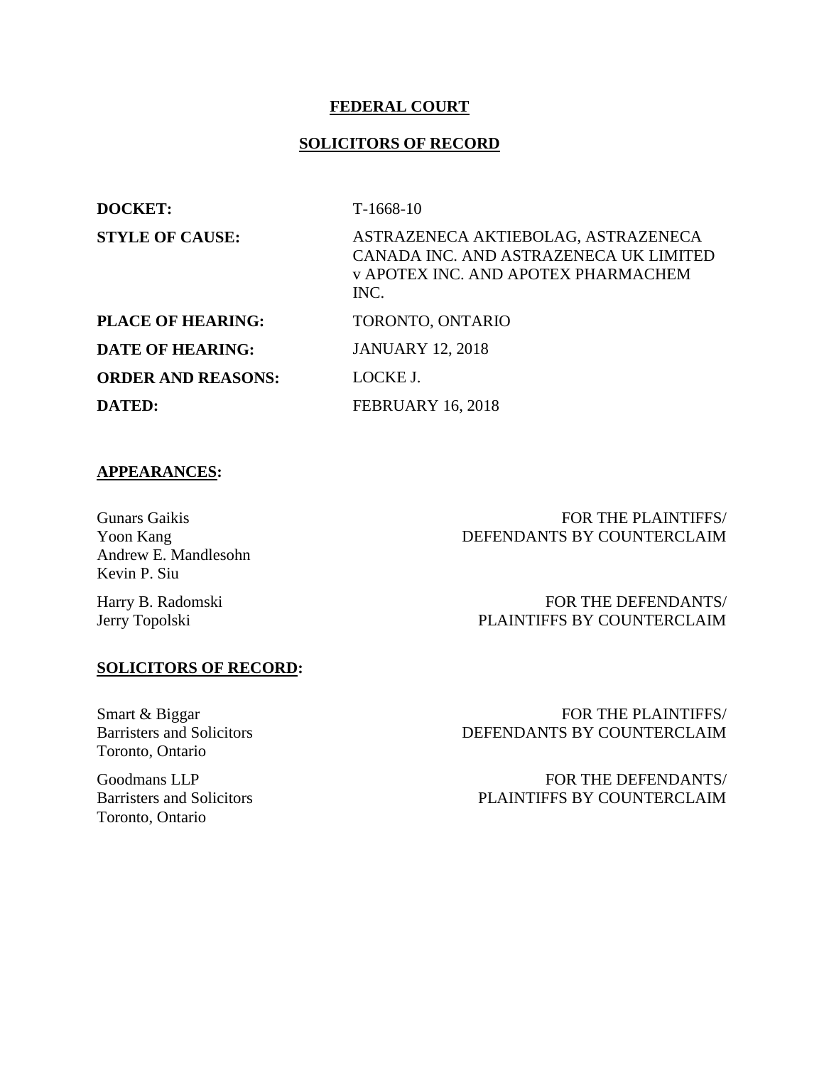**FEDERAL COURT**

**SOLICITORS OF RECORD**

| | |
|---|---|
| **DOCKET:** | T-1668-10 |
| **STYLE OF CAUSE:** | ASTRAZENECA AKTIEBOLAG, ASTRAZENECA CANADA INC. AND ASTRAZENECA UK LIMITED v APOTEX INC. AND APOTEX PHARMACHEM INC. |
| **PLACE OF HEARING:** | TORONTO, ONTARIO |
| **DATE OF HEARING:** | JANUARY 12, 2018 |
| **ORDER AND REASONS:** | LOCKE J. |
| **DATED:** | FEBRUARY 16, 2018 |

**APPEARANCES:**

| | |
|---|---|
| Gunars Gaikis<br>Yoon Kang<br>Andrew E. Mandlesohn<br>Kevin P. Siu | FOR THE PLAINTIFFS/<br>DEFENDANTS BY COUNTERCLAIM |
| Harry B. Radomski<br>Jerry Topolski | FOR THE DEFENDANTS/<br>PLAINTIFFS BY COUNTERCLAIM |

**SOLICITORS OF RECORD:**

| | |
|---|---|
| Smart & Biggar<br>Barristers and Solicitors<br>Toronto, Ontario | FOR THE PLAINTIFFS/<br>DEFENDANTS BY COUNTERCLAIM |
| Goodmans LLP<br>Barristers and Solicitors<br>Toronto, Ontario | FOR THE DEFENDANTS/<br>PLAINTIFFS BY COUNTERCLAIM |